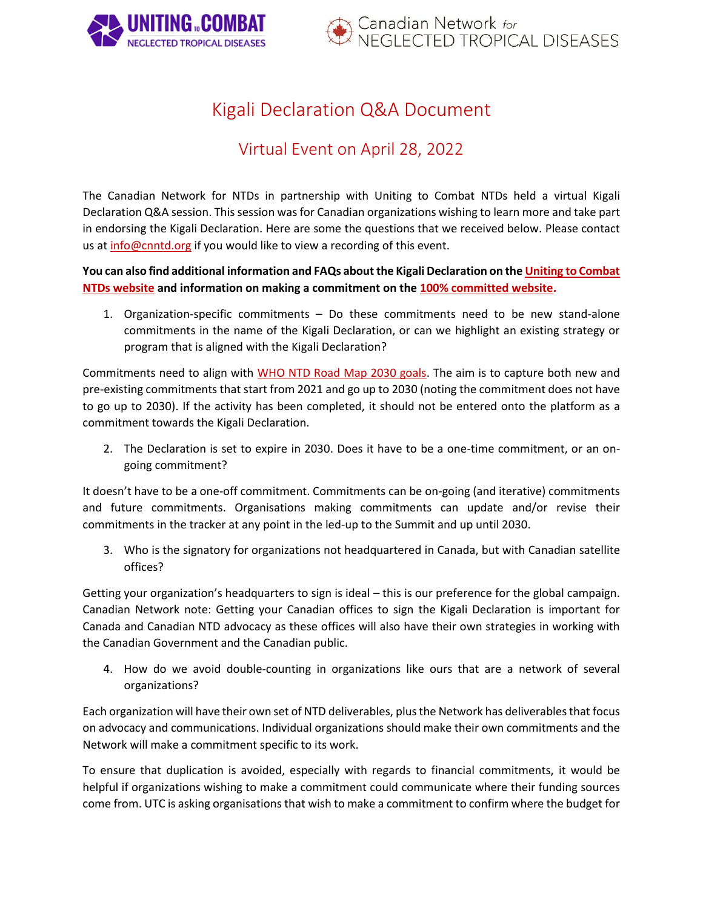# Kigali Declaration Q&A Document

## Virtual Event on April 28, 2022

The Canadian Network for NTDs in partnership with Uniting to Combat NTDs held a virtual Kigali Declaration Q&A session. This session was for Canadian organizations wishing to learn more and take part in endorsing the Kigali Declaration. Here are some the questions that we received below. Please contact us at info@cnntd.org if you would like to view a recording of this event.

**You can also find additional information and FAQs about the Kigali Declaration on the Uniting to Combat NTDs website and information on making a commitment on the 100% committed website.**

1. Organization-specific commitments – Do these commitments need to be new stand-alone commitments in the name of the Kigali Declaration, or can we highlight an existing strategy or program that is aligned with the Kigali Declaration?

Commitments need to align with WHO NTD Road Map 2030 goals. The aim is to capture both new and pre-existing commitments that start from 2021 and go up to 2030 (noting the commitment does not have to go up to 2030). If the activity has been completed, it should not be entered onto the platform as a commitment towards the Kigali Declaration.

2. The Declaration is set to expire in 2030. Does it have to be a one-time commitment, or an on-going commitment?

It doesn't have to be a one-off commitment. Commitments can be on-going (and iterative) commitments and future commitments. Organisations making commitments can update and/or revise their commitments in the tracker at any point in the led-up to the Summit and up until 2030.

3. Who is the signatory for organizations not headquartered in Canada, but with Canadian satellite offices?

Getting your organization's headquarters to sign is ideal – this is our preference for the global campaign. Canadian Network note: Getting your Canadian offices to sign the Kigali Declaration is important for Canada and Canadian NTD advocacy as these offices will also have their own strategies in working with the Canadian Government and the Canadian public.

4. How do we avoid double-counting in organizations like ours that are a network of several organizations?

Each organization will have their own set of NTD deliverables, plus the Network has deliverables that focus on advocacy and communications. Individual organizations should make their own commitments and the Network will make a commitment specific to its work.

To ensure that duplication is avoided, especially with regards to financial commitments, it would be helpful if organizations wishing to make a commitment could communicate where their funding sources come from. UTC is asking organisations that wish to make a commitment to confirm where the budget for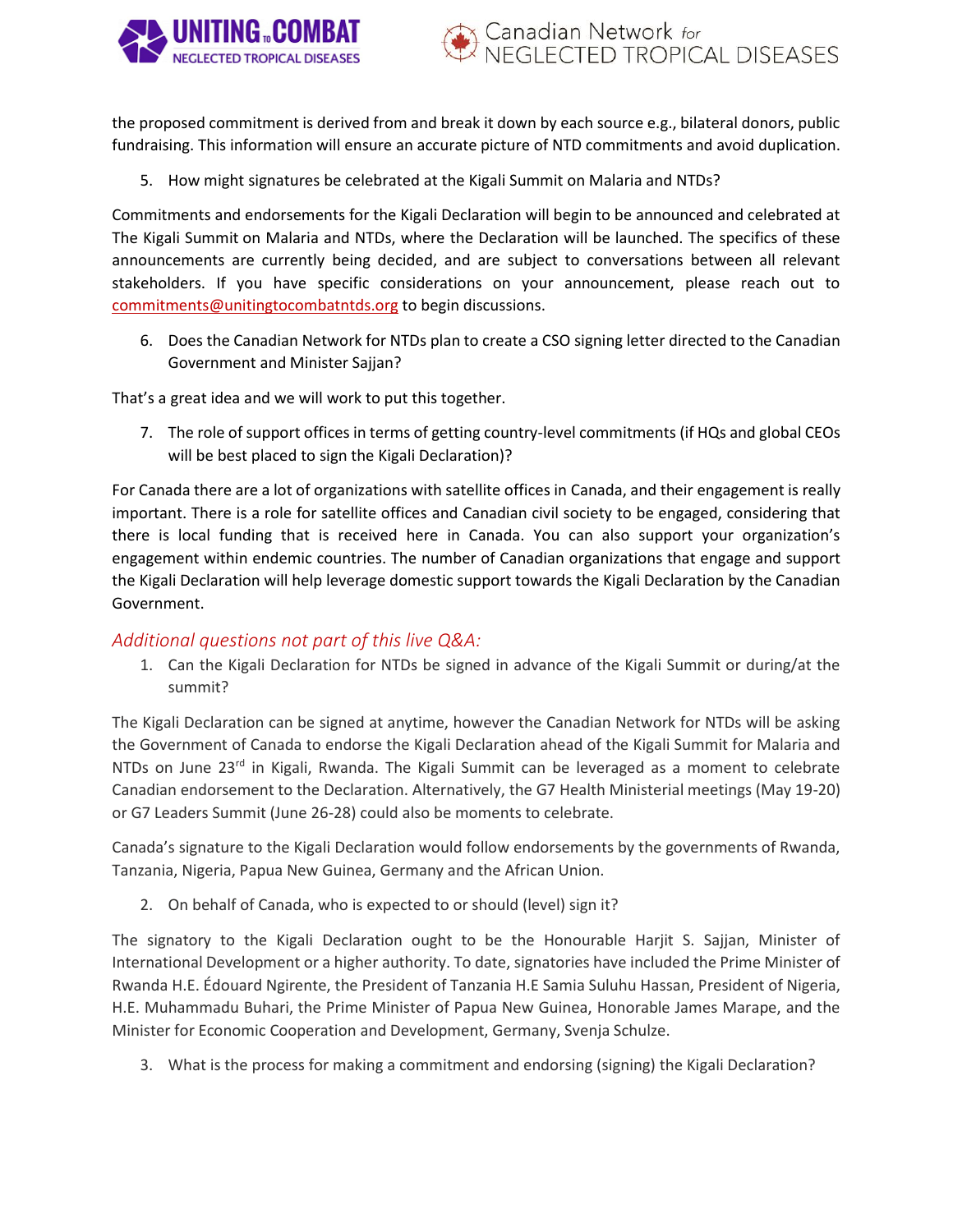the proposed commitment is derived from and break it down by each source e.g., bilateral donors, public fundraising. This information will ensure an accurate picture of NTD commitments and avoid duplication.

5. How might signatures be celebrated at the Kigali Summit on Malaria and NTDs?

Commitments and endorsements for the Kigali Declaration will begin to be announced and celebrated at The Kigali Summit on Malaria and NTDs, where the Declaration will be launched. The specifics of these announcements are currently being decided, and are subject to conversations between all relevant stakeholders. If you have specific considerations on your announcement, please reach out to commitments@unitingtocombatntds.org to begin discussions.

6. Does the Canadian Network for NTDs plan to create a CSO signing letter directed to the Canadian Government and Minister Sajjan?

That's a great idea and we will work to put this together.

7. The role of support offices in terms of getting country-level commitments (if HQs and global CEOs will be best placed to sign the Kigali Declaration)?

For Canada there are a lot of organizations with satellite offices in Canada, and their engagement is really important. There is a role for satellite offices and Canadian civil society to be engaged, considering that there is local funding that is received here in Canada. You can also support your organization's engagement within endemic countries. The number of Canadian organizations that engage and support the Kigali Declaration will help leverage domestic support towards the Kigali Declaration by the Canadian Government.

## *Additional questions not part of this live Q&A:*

1. Can the Kigali Declaration for NTDs be signed in advance of the Kigali Summit or during/at the summit?

The Kigali Declaration can be signed at anytime, however the Canadian Network for NTDs will be asking the Government of Canada to endorse the Kigali Declaration ahead of the Kigali Summit for Malaria and NTDs on June 23rd in Kigali, Rwanda. The Kigali Summit can be leveraged as a moment to celebrate Canadian endorsement to the Declaration. Alternatively, the G7 Health Ministerial meetings (May 19-20) or G7 Leaders Summit (June 26-28) could also be moments to celebrate.

Canada's signature to the Kigali Declaration would follow endorsements by the governments of Rwanda, Tanzania, Nigeria, Papua New Guinea, Germany and the African Union.

2. On behalf of Canada, who is expected to or should (level) sign it?

The signatory to the Kigali Declaration ought to be the Honourable Harjit S. Sajjan, Minister of International Development or a higher authority. To date, signatories have included the Prime Minister of Rwanda H.E. Édouard Ngirente, the President of Tanzania H.E Samia Suluhu Hassan, President of Nigeria, H.E. Muhammadu Buhari, the Prime Minister of Papua New Guinea, Honorable James Marape, and the Minister for Economic Cooperation and Development, Germany, Svenja Schulze.

3. What is the process for making a commitment and endorsing (signing) the Kigali Declaration?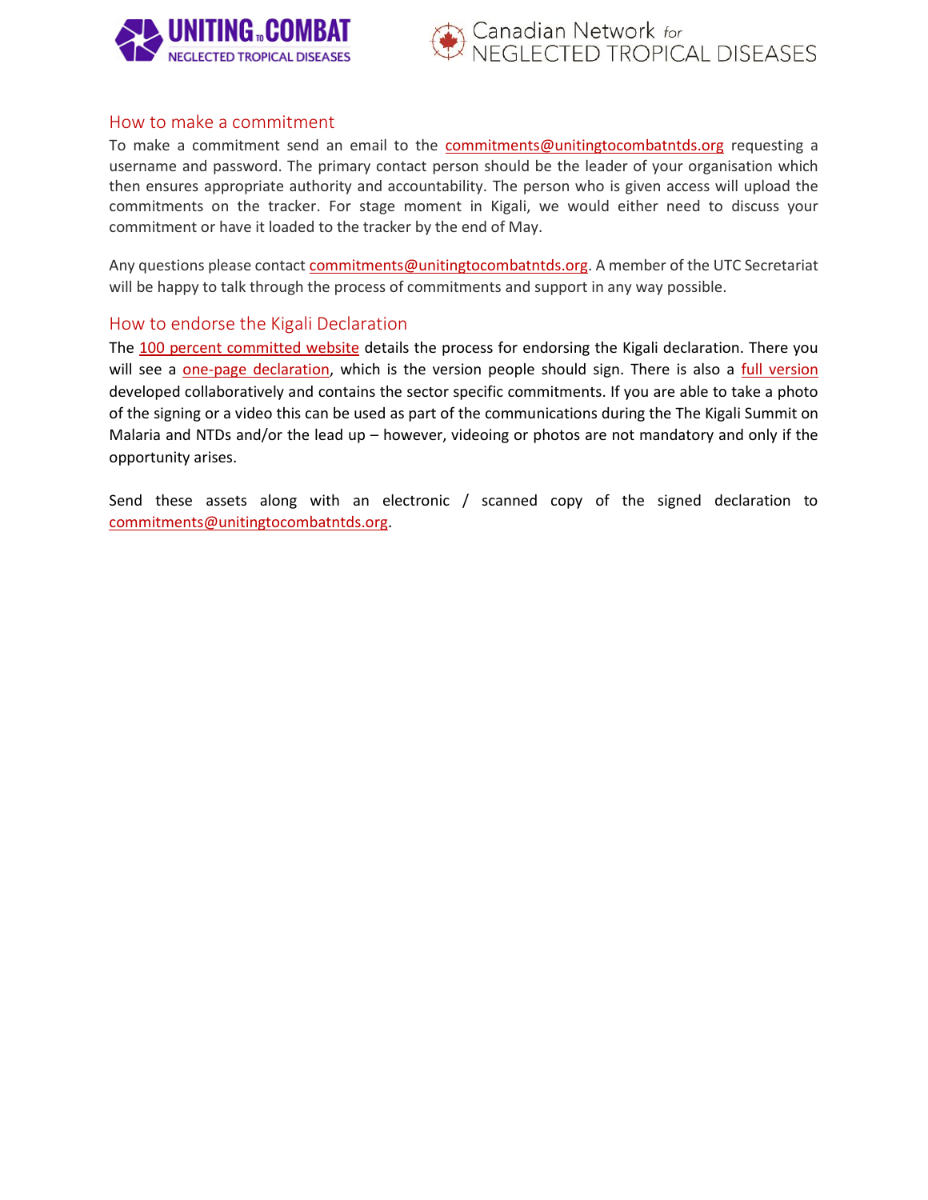## How to make a commitment

To make a commitment send an email to the commitments@unitingtocombatntds.org requesting a username and password. The primary contact person should be the leader of your organisation which then ensures appropriate authority and accountability. The person who is given access will upload the commitments on the tracker. For stage moment in Kigali, we would either need to discuss your commitment or have it loaded to the tracker by the end of May.

Any questions please contact commitments@unitingtocombatntds.org. A member of the UTC Secretariat will be happy to talk through the process of commitments and support in any way possible.

## How to endorse the Kigali Declaration

The 100 percent committed website details the process for endorsing the Kigali declaration. There you will see a one-page declaration, which is the version people should sign. There is also a full version developed collaboratively and contains the sector specific commitments. If you are able to take a photo of the signing or a video this can be used as part of the communications during the The Kigali Summit on Malaria and NTDs and/or the lead up – however, videoing or photos are not mandatory and only if the opportunity arises.

Send these assets along with an electronic / scanned copy of the signed declaration to commitments@unitingtocombatntds.org.